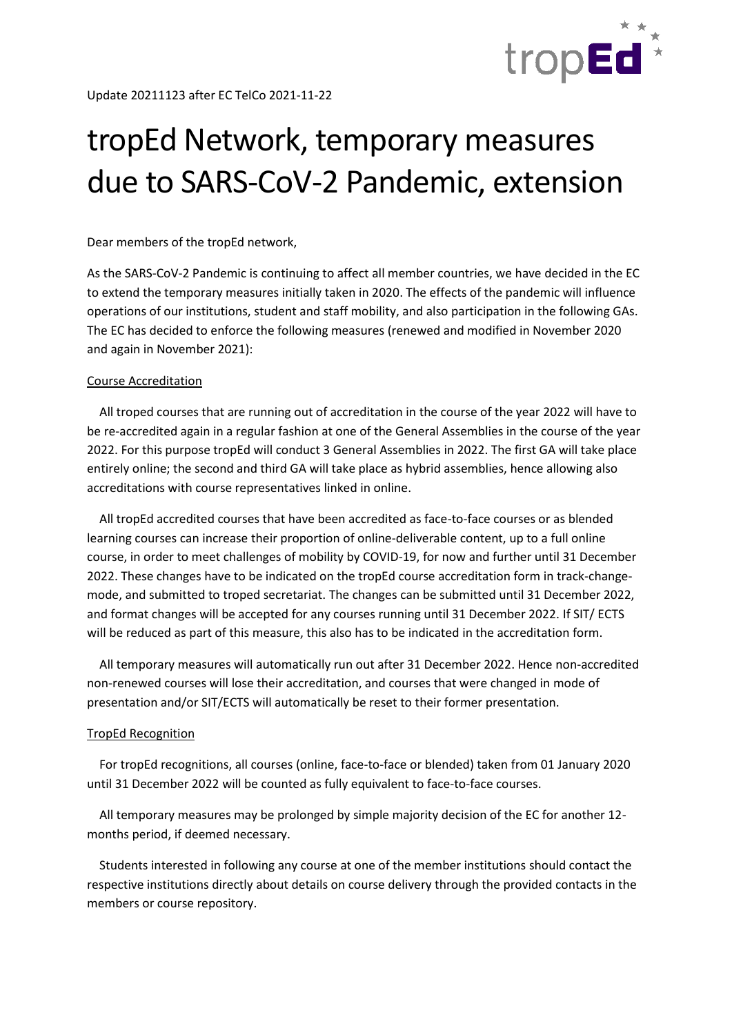Update 20211123 after EC TelCo 2021-11-22

# tropEd Network, temporary measures due to SARS-CoV-2 Pandemic, extension

Dear members of the tropEd network,

As the SARS-CoV-2 Pandemic is continuing to affect all member countries, we have decided in the EC to extend the temporary measures initially taken in 2020. The effects of the pandemic will influence operations of our institutions, student and staff mobility, and also participation in the following GAs. The EC has decided to enforce the following measures (renewed and modified in November 2020 and again in November 2021):

## Course Accreditation

All troped courses that are running out of accreditation in the course of the year 2022 will have to be re-accredited again in a regular fashion at one of the General Assemblies in the course of the year 2022. For this purpose tropEd will conduct 3 General Assemblies in 2022. The first GA will take place entirely online; the second and third GA will take place as hybrid assemblies, hence allowing also accreditations with course representatives linked in online.

All tropEd accredited courses that have been accredited as face-to-face courses or as blended learning courses can increase their proportion of online-deliverable content, up to a full online course, in order to meet challenges of mobility by COVID-19, for now and further until 31 December 2022. These changes have to be indicated on the tropEd course accreditation form in track-change-mode, and submitted to troped secretariat. The changes can be submitted until 31 December 2022, and format changes will be accepted for any courses running until 31 December 2022. If SIT/ ECTS will be reduced as part of this measure, this also has to be indicated in the accreditation form.

All temporary measures will automatically run out after 31 December 2022. Hence non-accredited non-renewed courses will lose their accreditation, and courses that were changed in mode of presentation and/or SIT/ECTS will automatically be reset to their former presentation.

## TropEd Recognition

For tropEd recognitions, all courses (online, face-to-face or blended) taken from 01 January 2020 until 31 December 2022 will be counted as fully equivalent to face-to-face courses.

All temporary measures may be prolonged by simple majority decision of the EC for another 12-months period, if deemed necessary.

Students interested in following any course at one of the member institutions should contact the respective institutions directly about details on course delivery through the provided contacts in the members or course repository.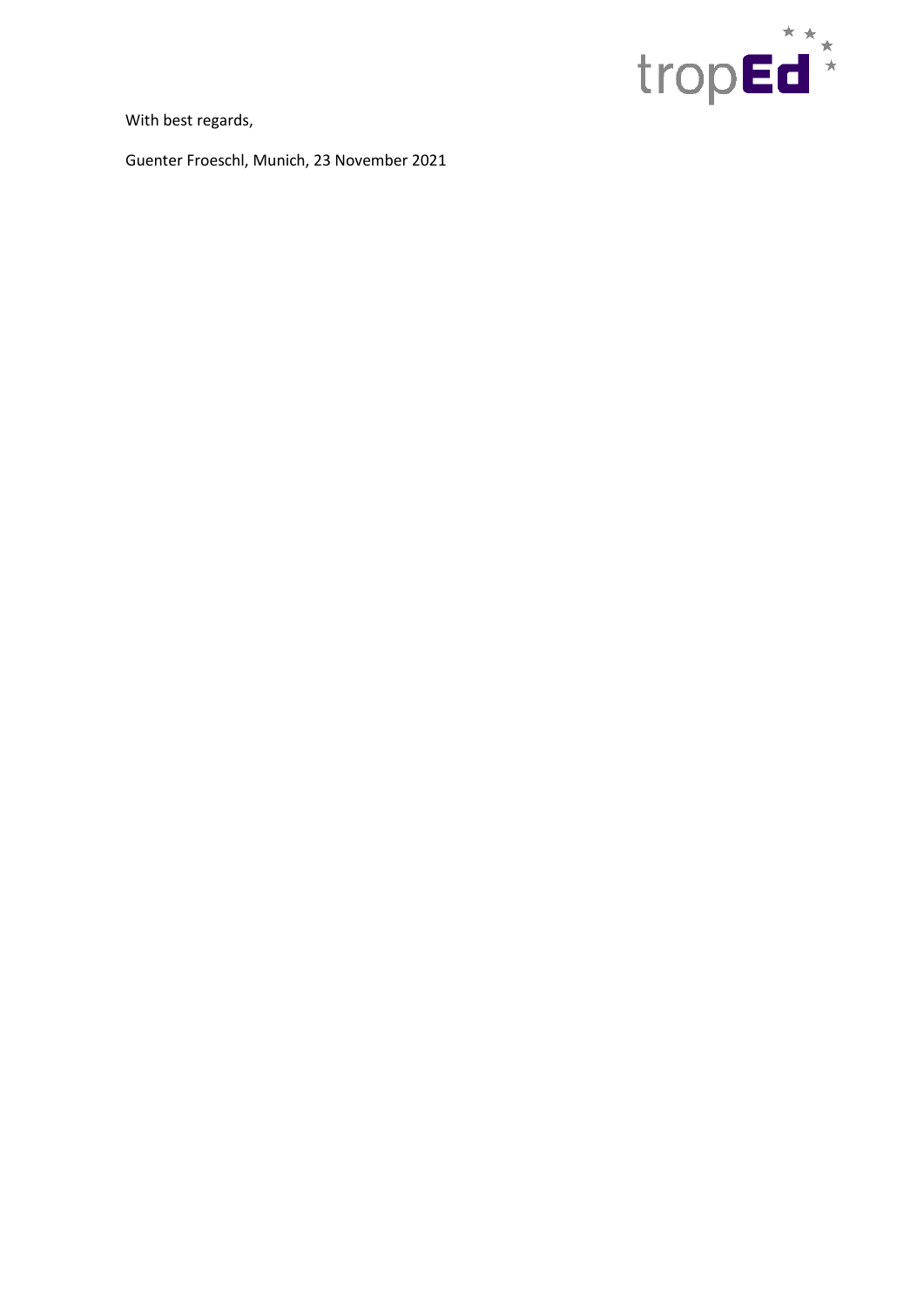With best regards,

Guenter Froeschl, Munich, 23 November 2021